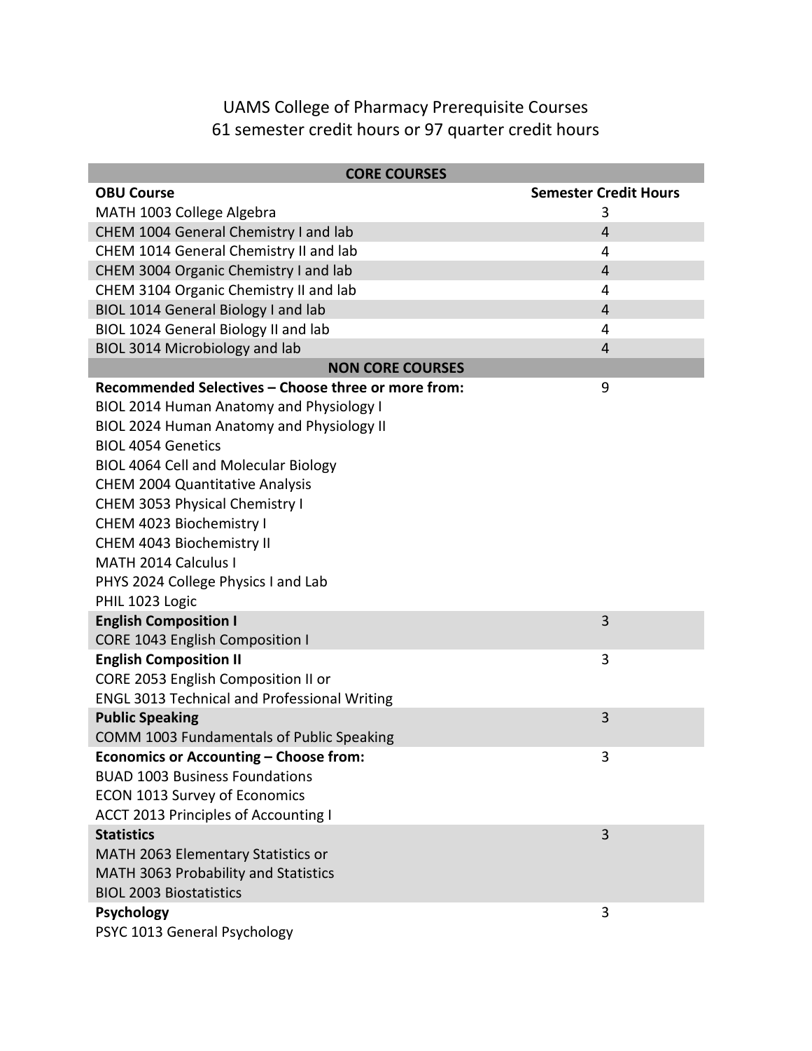# UAMS College of Pharmacy Prerequisite Courses

61 semester credit hours or 97 quarter credit hours

| **CORE COURSES** | |
|---|---|
| **OBU Course** | **Semester Credit Hours** |
| MATH 1003 College Algebra | 3 |
| CHEM 1004 General Chemistry I and lab | 4 |
| CHEM 1014 General Chemistry II and lab | 4 |
| CHEM 3004 Organic Chemistry I and lab | 4 |
| CHEM 3104 Organic Chemistry II and lab | 4 |
| BIOL 1014 General Biology I and lab | 4 |
| BIOL 1024 General Biology II and lab | 4 |
| BIOL 3014 Microbiology and lab | 4 |
| **NON CORE COURSES** | |
| **Recommended Selectives – Choose three or more from:** | 9 |
| BIOL 2014 Human Anatomy and Physiology I | |
| BIOL 2024 Human Anatomy and Physiology II | |
| BIOL 4054 Genetics | |
| BIOL 4064 Cell and Molecular Biology | |
| CHEM 2004 Quantitative Analysis | |
| CHEM 3053 Physical Chemistry I | |
| CHEM 4023 Biochemistry I | |
| CHEM 4043 Biochemistry II | |
| MATH 2014 Calculus I | |
| PHYS 2024 College Physics I and Lab | |
| PHIL 1023 Logic | |
| **English Composition I** | 3 |
| CORE 1043 English Composition I | |
| **English Composition II** | 3 |
| CORE 2053 English Composition II or | |
| ENGL 3013 Technical and Professional Writing | |
| **Public Speaking** | 3 |
| COMM 1003 Fundamentals of Public Speaking | |
| **Economics or Accounting – Choose from:** | 3 |
| BUAD 1003 Business Foundations | |
| ECON 1013 Survey of Economics | |
| ACCT 2013 Principles of Accounting I | |
| **Statistics** | 3 |
| MATH 2063 Elementary Statistics or | |
| MATH 3063 Probability and Statistics | |
| BIOL 2003 Biostatistics | |
| **Psychology** | 3 |
| PSYC 1013 General Psychology | |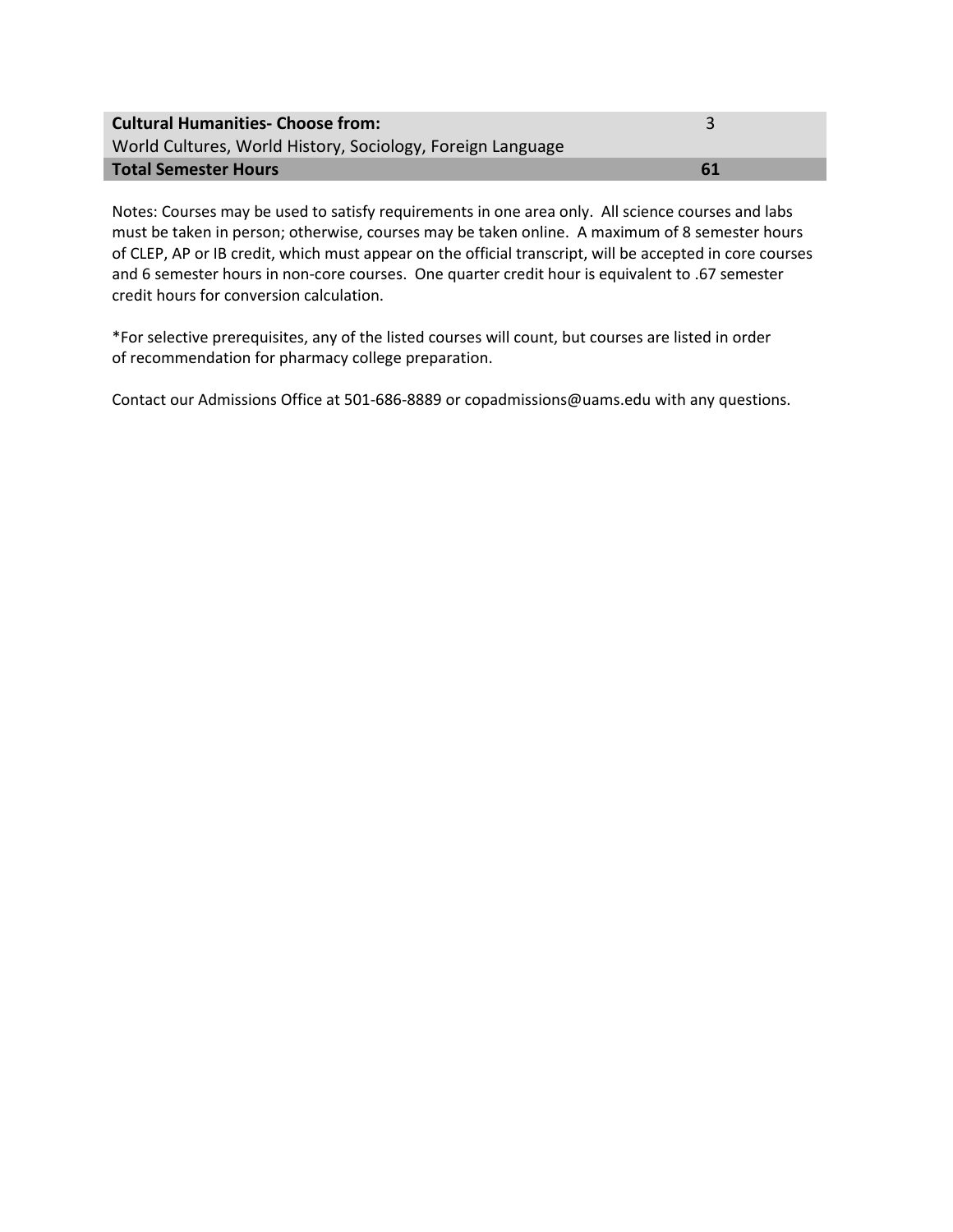| | |
|---|---|
| **Cultural Humanities- Choose from:** | 3 |
| World Cultures, World History, Sociology, Foreign Language | |
| **Total Semester Hours** | **61** |

Notes: Courses may be used to satisfy requirements in one area only. All science courses and labs must be taken in person; otherwise, courses may be taken online. A maximum of 8 semester hours of CLEP, AP or IB credit, which must appear on the official transcript, will be accepted in core courses and 6 semester hours in non-core courses. One quarter credit hour is equivalent to .67 semester credit hours for conversion calculation.

*For selective prerequisites, any of the listed courses will count, but courses are listed in order of recommendation for pharmacy college preparation.

Contact our Admissions Office at 501-686-8889 or copadmissions@uams.edu with any questions.